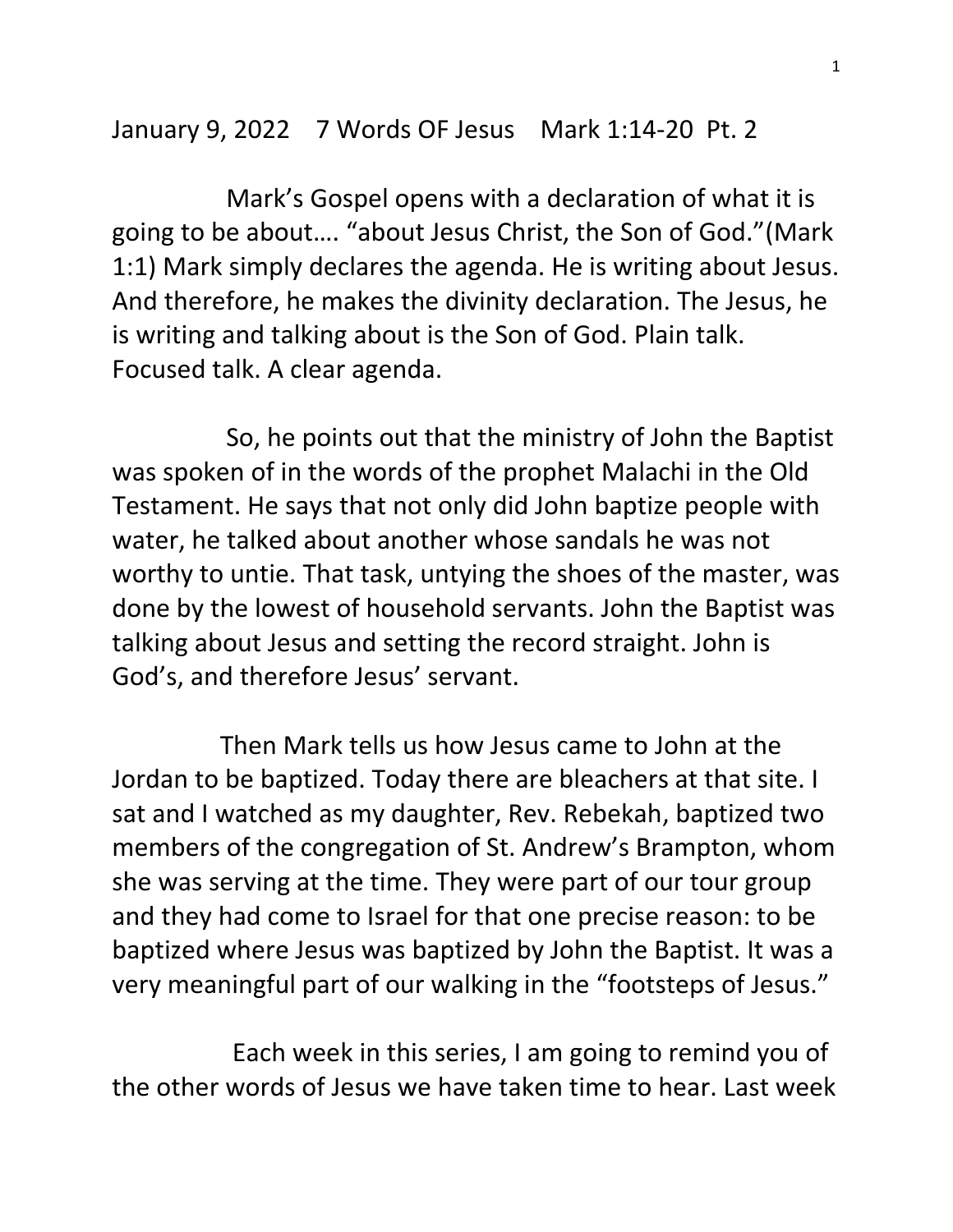January 9, 2022    7 Words OF Jesus    Mark 1:14-20  Pt. 2

Mark's Gospel opens with a declaration of what it is going to be about…. "about Jesus Christ, the Son of God."(Mark 1:1) Mark simply declares the agenda. He is writing about Jesus. And therefore, he makes the divinity declaration. The Jesus, he is writing and talking about is the Son of God. Plain talk. Focused talk. A clear agenda.

So, he points out that the ministry of John the Baptist was spoken of in the words of the prophet Malachi in the Old Testament. He says that not only did John baptize people with water, he talked about another whose sandals he was not worthy to untie. That task, untying the shoes of the master, was done by the lowest of household servants. John the Baptist was talking about Jesus and setting the record straight. John is God's, and therefore Jesus' servant.

Then Mark tells us how Jesus came to John at the Jordan to be baptized. Today there are bleachers at that site. I sat and I watched as my daughter, Rev. Rebekah, baptized two members of the congregation of St. Andrew's Brampton, whom she was serving at the time. They were part of our tour group and they had come to Israel for that one precise reason: to be baptized where Jesus was baptized by John the Baptist. It was a very meaningful part of our walking in the "footsteps of Jesus."

Each week in this series, I am going to remind you of the other words of Jesus we have taken time to hear. Last week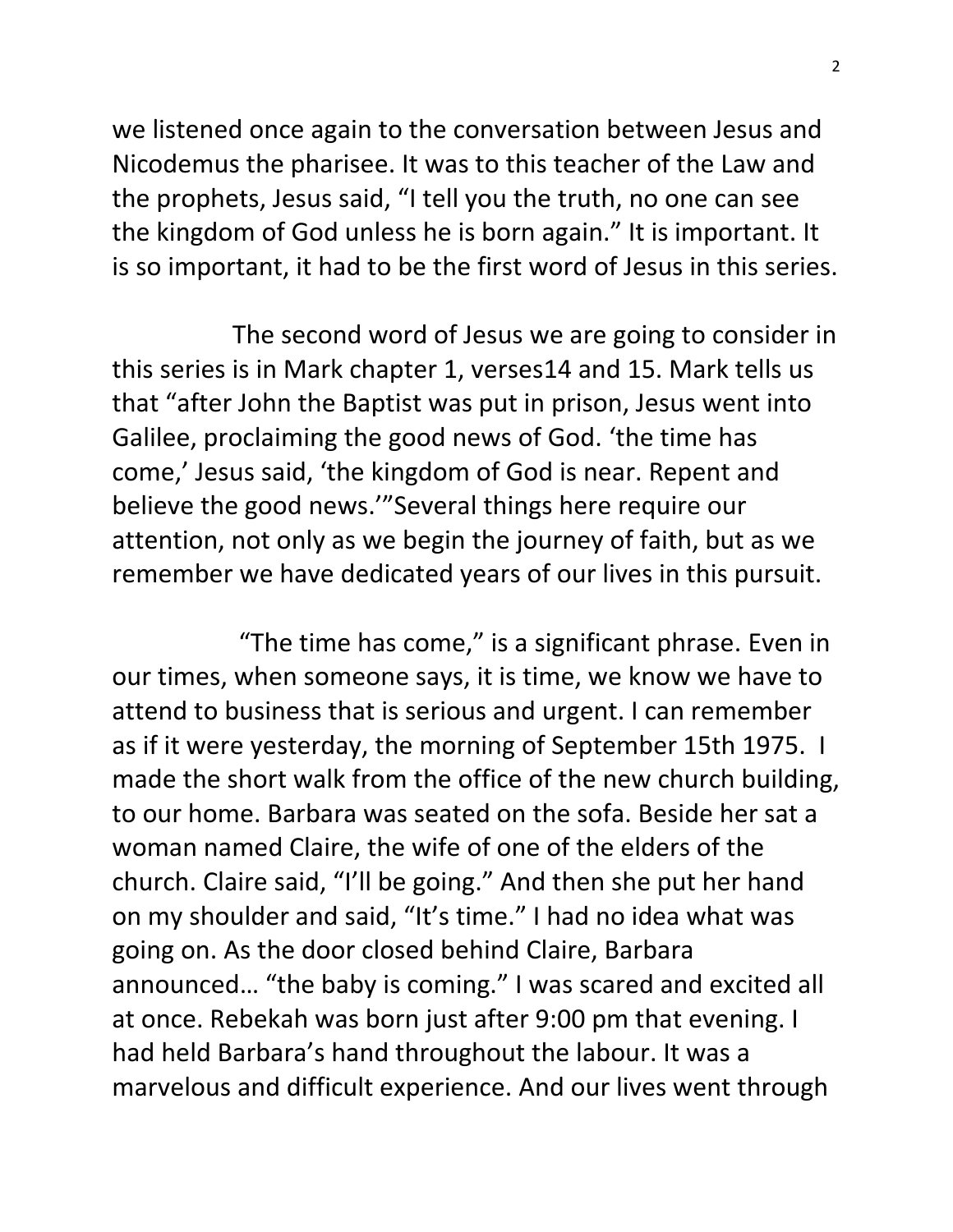we listened once again to the conversation between Jesus and Nicodemus the pharisee. It was to this teacher of the Law and the prophets, Jesus said, "I tell you the truth, no one can see the kingdom of God unless he is born again." It is important. It is so important, it had to be the first word of Jesus in this series.

The second word of Jesus we are going to consider in this series is in Mark chapter 1, verses14 and 15. Mark tells us that "after John the Baptist was put in prison, Jesus went into Galilee, proclaiming the good news of God. 'the time has come,' Jesus said, 'the kingdom of God is near. Repent and believe the good news.'"Several things here require our attention, not only as we begin the journey of faith, but as we remember we have dedicated years of our lives in this pursuit.

"The time has come," is a significant phrase. Even in our times, when someone says, it is time, we know we have to attend to business that is serious and urgent. I can remember as if it were yesterday, the morning of September 15th 1975. I made the short walk from the office of the new church building, to our home. Barbara was seated on the sofa. Beside her sat a woman named Claire, the wife of one of the elders of the church. Claire said, "I'll be going." And then she put her hand on my shoulder and said, "It's time." I had no idea what was going on. As the door closed behind Claire, Barbara announced… "the baby is coming." I was scared and excited all at once. Rebekah was born just after 9:00 pm that evening. I had held Barbara's hand throughout the labour. It was a marvelous and difficult experience. And our lives went through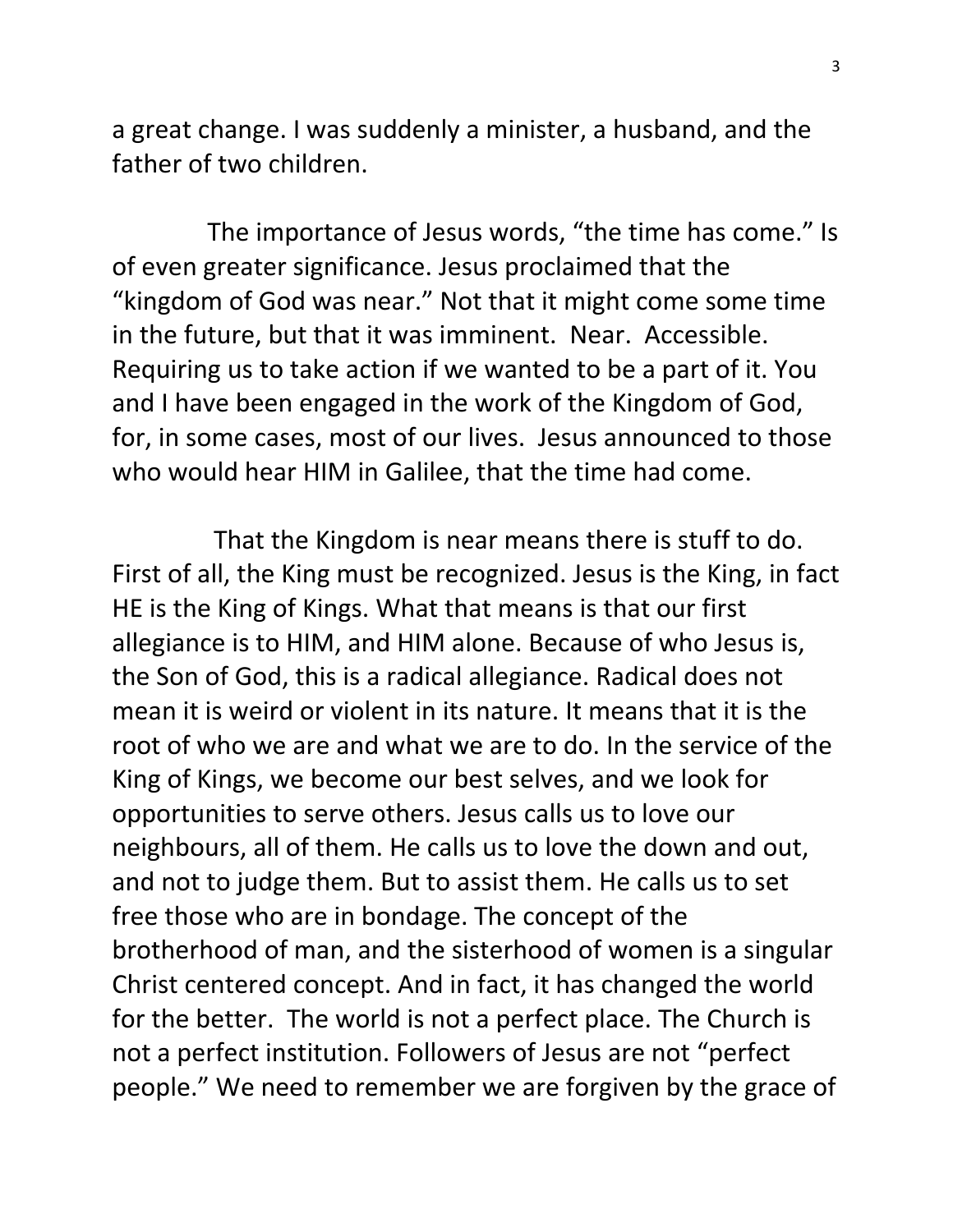a great change. I was suddenly a minister, a husband, and the father of two children.

The importance of Jesus words, "the time has come." Is of even greater significance. Jesus proclaimed that the "kingdom of God was near." Not that it might come some time in the future, but that it was imminent. Near. Accessible. Requiring us to take action if we wanted to be a part of it. You and I have been engaged in the work of the Kingdom of God, for, in some cases, most of our lives. Jesus announced to those who would hear HIM in Galilee, that the time had come.

That the Kingdom is near means there is stuff to do. First of all, the King must be recognized. Jesus is the King, in fact HE is the King of Kings. What that means is that our first allegiance is to HIM, and HIM alone. Because of who Jesus is, the Son of God, this is a radical allegiance. Radical does not mean it is weird or violent in its nature. It means that it is the root of who we are and what we are to do. In the service of the King of Kings, we become our best selves, and we look for opportunities to serve others. Jesus calls us to love our neighbours, all of them. He calls us to love the down and out, and not to judge them. But to assist them. He calls us to set free those who are in bondage. The concept of the brotherhood of man, and the sisterhood of women is a singular Christ centered concept. And in fact, it has changed the world for the better. The world is not a perfect place. The Church is not a perfect institution. Followers of Jesus are not "perfect people." We need to remember we are forgiven by the grace of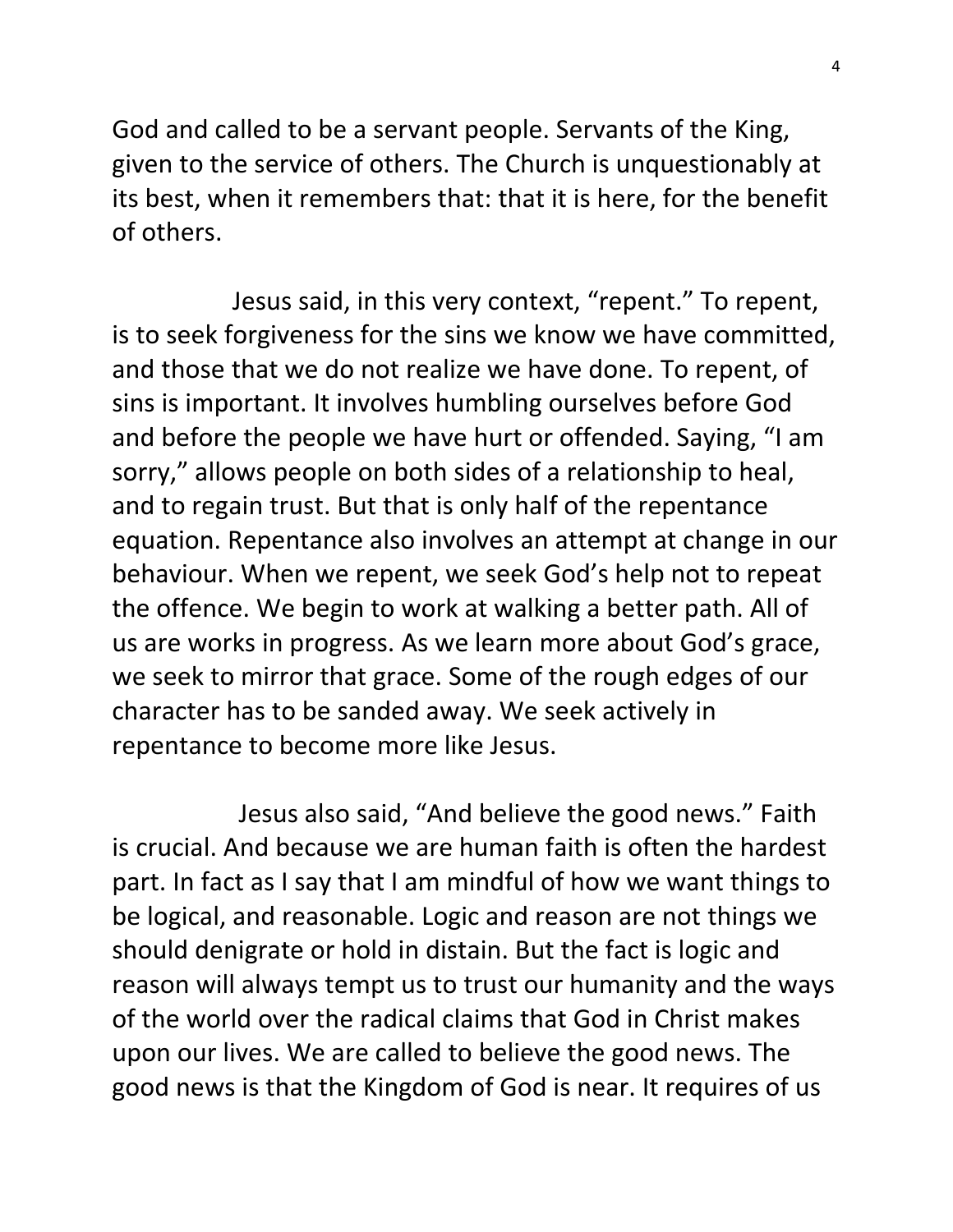God and called to be a servant people. Servants of the King, given to the service of others. The Church is unquestionably at its best, when it remembers that: that it is here, for the benefit of others.

Jesus said, in this very context, “repent.” To repent, is to seek forgiveness for the sins we know we have committed, and those that we do not realize we have done. To repent, of sins is important. It involves humbling ourselves before God and before the people we have hurt or offended. Saying, “I am sorry,” allows people on both sides of a relationship to heal, and to regain trust. But that is only half of the repentance equation. Repentance also involves an attempt at change in our behaviour. When we repent, we seek God’s help not to repeat the offence. We begin to work at walking a better path. All of us are works in progress. As we learn more about God’s grace, we seek to mirror that grace. Some of the rough edges of our character has to be sanded away. We seek actively in repentance to become more like Jesus.

Jesus also said, “And believe the good news.” Faith is crucial. And because we are human faith is often the hardest part. In fact as I say that I am mindful of how we want things to be logical, and reasonable. Logic and reason are not things we should denigrate or hold in distain. But the fact is logic and reason will always tempt us to trust our humanity and the ways of the world over the radical claims that God in Christ makes upon our lives. We are called to believe the good news. The good news is that the Kingdom of God is near. It requires of us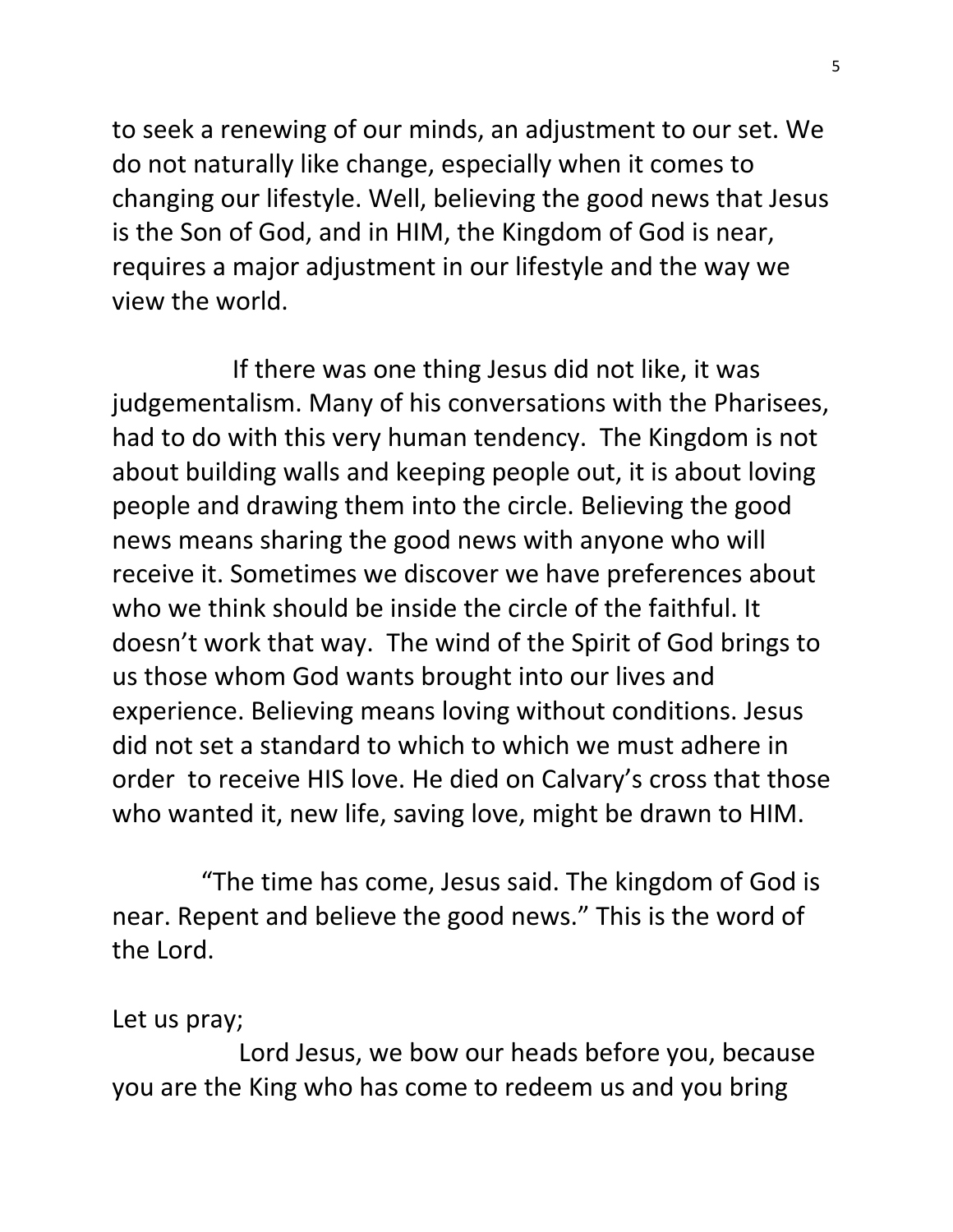to seek a renewing of our minds, an adjustment to our set. We do not naturally like change, especially when it comes to changing our lifestyle. Well, believing the good news that Jesus is the Son of God, and in HIM, the Kingdom of God is near, requires a major adjustment in our lifestyle and the way we view the world.

If there was one thing Jesus did not like, it was judgementalism. Many of his conversations with the Pharisees, had to do with this very human tendency. The Kingdom is not about building walls and keeping people out, it is about loving people and drawing them into the circle. Believing the good news means sharing the good news with anyone who will receive it. Sometimes we discover we have preferences about who we think should be inside the circle of the faithful. It doesn't work that way. The wind of the Spirit of God brings to us those whom God wants brought into our lives and experience. Believing means loving without conditions. Jesus did not set a standard to which to which we must adhere in order to receive HIS love. He died on Calvary's cross that those who wanted it, new life, saving love, might be drawn to HIM.

"The time has come, Jesus said. The kingdom of God is near. Repent and believe the good news." This is the word of the Lord.

Let us pray;

Lord Jesus, we bow our heads before you, because you are the King who has come to redeem us and you bring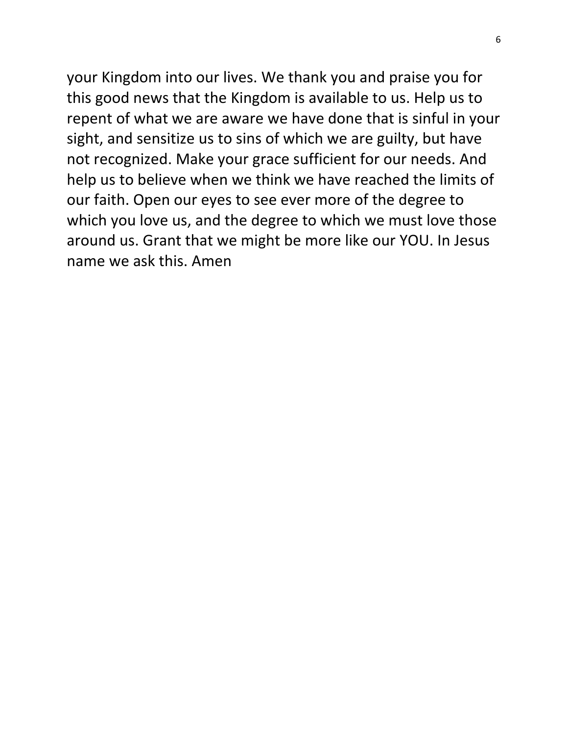your Kingdom into our lives. We thank you and praise you for this good news that the Kingdom is available to us. Help us to repent of what we are aware we have done that is sinful in your sight, and sensitize us to sins of which we are guilty, but have not recognized. Make your grace sufficient for our needs. And help us to believe when we think we have reached the limits of our faith. Open our eyes to see ever more of the degree to which you love us, and the degree to which we must love those around us. Grant that we might be more like our YOU. In Jesus name we ask this. Amen